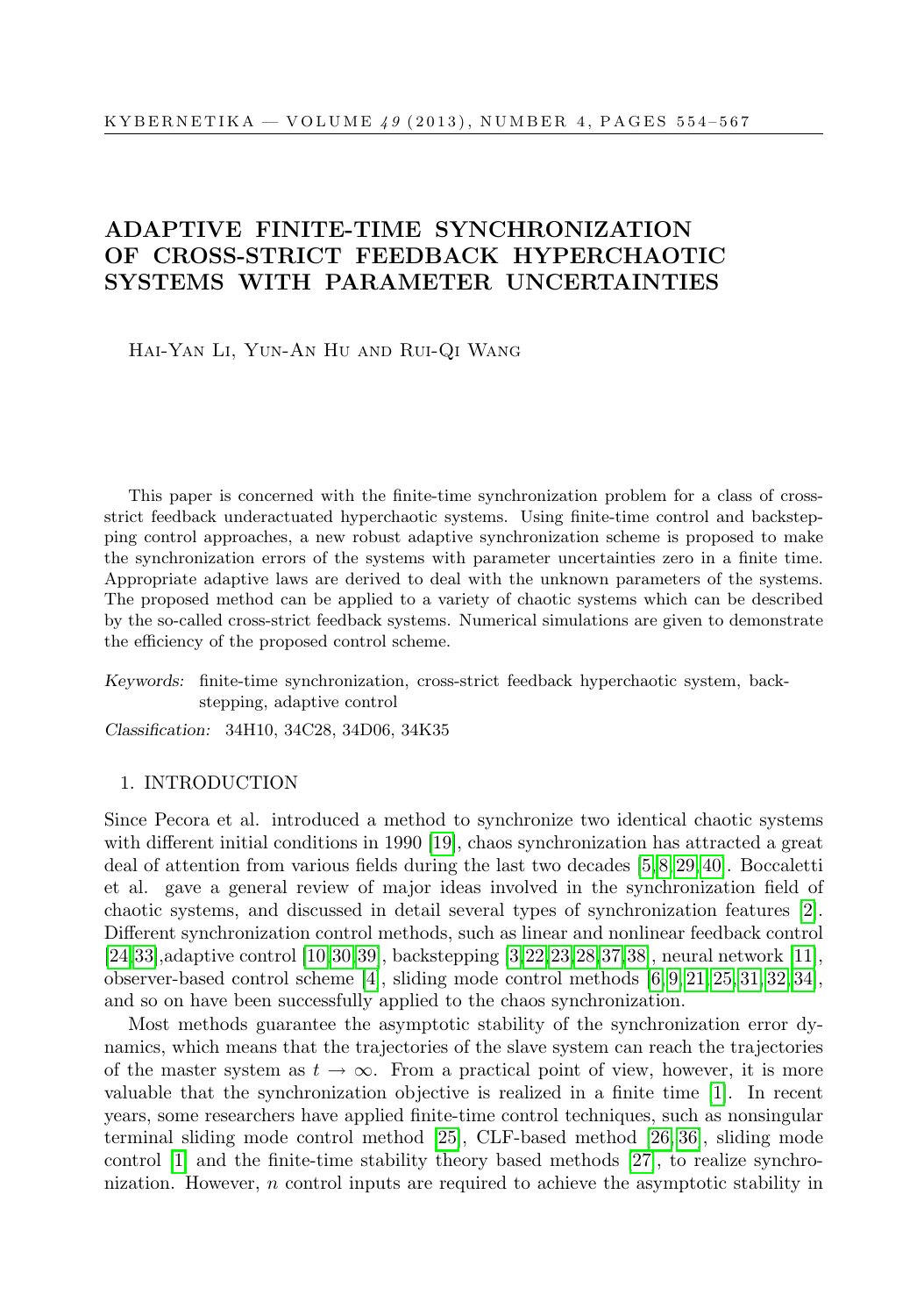# ADAPTIVE FINITE-TIME SYNCHRONIZATION OF CROSS-STRICT FEEDBACK HYPERCHAOTIC SYSTEMS WITH PARAMETER UNCERTAINTIES

Hai-Yan Li, Yun-An Hu and Rui-Qi Wang

This paper is concerned with the finite-time synchronization problem for a class of cross-strict feedback underactuated hyperchaotic systems. Using finite-time control and backstepping control approaches, a new robust adaptive synchronization scheme is proposed to make the synchronization errors of the systems with parameter uncertainties zero in a finite time. Appropriate adaptive laws are derived to deal with the unknown parameters of the systems. The proposed method can be applied to a variety of chaotic systems which can be described by the so-called cross-strict feedback systems. Numerical simulations are given to demonstrate the efficiency of the proposed control scheme.

*Keywords:* finite-time synchronization, cross-strict feedback hyperchaotic system, backstepping, adaptive control

*Classification:* 34H10, 34C28, 34D06, 34K35

## 1. INTRODUCTION

Since Pecora et al. introduced a method to synchronize two identical chaotic systems with different initial conditions in 1990 [19], chaos synchronization has attracted a great deal of attention from various fields during the last two decades [5,8,29,40]. Boccaletti et al. gave a general review of major ideas involved in the synchronization field of chaotic systems, and discussed in detail several types of synchronization features [2]. Different synchronization control methods, such as linear and nonlinear feedback control [24,33],adaptive control [10,30,39], backstepping [3,22,23,28,37,38], neural network [11], observer-based control scheme [4], sliding mode control methods [6,9,21,25,31,32,34], and so on have been successfully applied to the chaos synchronization.

Most methods guarantee the asymptotic stability of the synchronization error dynamics, which means that the trajectories of the slave system can reach the trajectories of the master system as $t \to \infty$. From a practical point of view, however, it is more valuable that the synchronization objective is realized in a finite time [1]. In recent years, some researchers have applied finite-time control techniques, such as nonsingular terminal sliding mode control method [25], CLF-based method [26,36], sliding mode control [1] and the finite-time stability theory based methods [27], to realize synchronization. However, $n$ control inputs are required to achieve the asymptotic stability in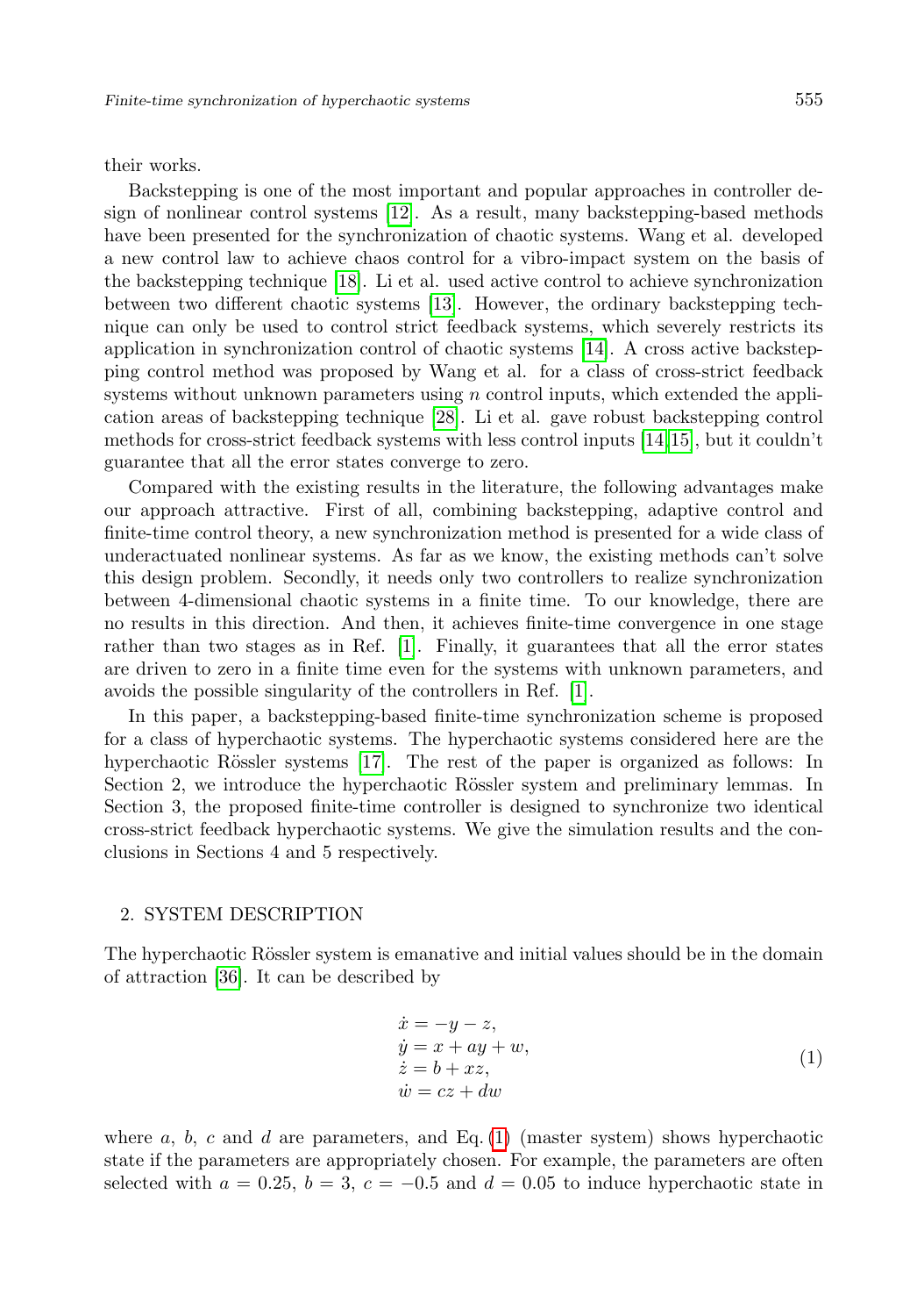their works.

Backstepping is one of the most important and popular approaches in controller design of nonlinear control systems [12]. As a result, many backstepping-based methods have been presented for the synchronization of chaotic systems. Wang et al. developed a new control law to achieve chaos control for a vibro-impact system on the basis of the backstepping technique [18]. Li et al. used active control to achieve synchronization between two different chaotic systems [13]. However, the ordinary backstepping technique can only be used to control strict feedback systems, which severely restricts its application in synchronization control of chaotic systems [14]. A cross active backstepping control method was proposed by Wang et al. for a class of cross-strict feedback systems without unknown parameters using $n$ control inputs, which extended the application areas of backstepping technique [28]. Li et al. gave robust backstepping control methods for cross-strict feedback systems with less control inputs [14,15], but it couldn't guarantee that all the error states converge to zero.

Compared with the existing results in the literature, the following advantages make our approach attractive. First of all, combining backstepping, adaptive control and finite-time control theory, a new synchronization method is presented for a wide class of underactuated nonlinear systems. As far as we know, the existing methods can't solve this design problem. Secondly, it needs only two controllers to realize synchronization between 4-dimensional chaotic systems in a finite time. To our knowledge, there are no results in this direction. And then, it achieves finite-time convergence in one stage rather than two stages as in Ref. [1]. Finally, it guarantees that all the error states are driven to zero in a finite time even for the systems with unknown parameters, and avoids the possible singularity of the controllers in Ref. [1].

In this paper, a backstepping-based finite-time synchronization scheme is proposed for a class of hyperchaotic systems. The hyperchaotic systems considered here are the hyperchaotic Rössler systems [17]. The rest of the paper is organized as follows: In Section 2, we introduce the hyperchaotic Rössler system and preliminary lemmas. In Section 3, the proposed finite-time controller is designed to synchronize two identical cross-strict feedback hyperchaotic systems. We give the simulation results and the conclusions in Sections 4 and 5 respectively.

## 2. SYSTEM DESCRIPTION

The hyperchaotic Rössler system is emanative and initial values should be in the domain of attraction [36]. It can be described by

$$
\begin{aligned}
\dot{x} &= -y - z, \\
\dot{y} &= x + ay + w, \\
\dot{z} &= b + xz, \\
\dot{w} &= cz + dw
\end{aligned}
\tag{1}
$$

where $a$, $b$, $c$ and $d$ are parameters, and Eq. (1) (master system) shows hyperchaotic state if the parameters are appropriately chosen. For example, the parameters are often selected with $a = 0.25$, $b = 3$, $c = -0.5$ and $d = 0.05$ to induce hyperchaotic state in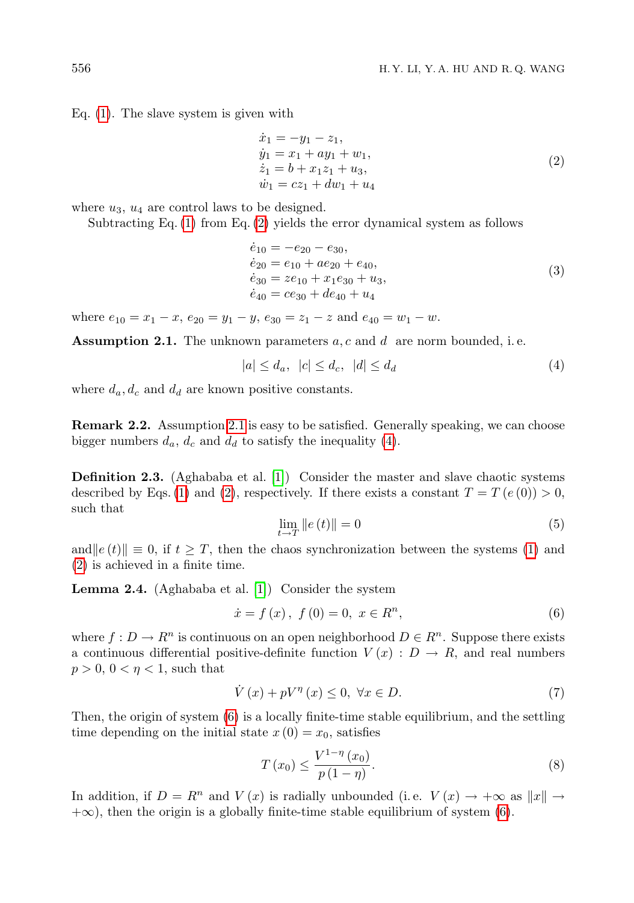Eq. (1). The slave system is given with

$$
\begin{aligned}
\dot{x}_1 &= -y_1 - z_1, \\
\dot{y}_1 &= x_1 + a y_1 + w_1, \\
\dot{z}_1 &= b + x_1 z_1 + u_3, \\
\dot{w}_1 &= c z_1 + d w_1 + u_4
\end{aligned}
\tag{2}
$$

where $u_3$, $u_4$ are control laws to be designed.

Subtracting Eq. (1) from Eq. (2) yields the error dynamical system as follows

$$
\begin{aligned}
\dot{e}_{10} &= -e_{20} - e_{30}, \\
\dot{e}_{20} &= e_{10} + a e_{20} + e_{40}, \\
\dot{e}_{30} &= z e_{10} + x_1 e_{30} + u_3, \\
\dot{e}_{40} &= c e_{30} + d e_{40} + u_4
\end{aligned}
\tag{3}
$$

where $e_{10} = x_1 - x$, $e_{20} = y_1 - y$, $e_{30} = z_1 - z$ and $e_{40} = w_1 - w$.

**Assumption 2.1.** The unknown parameters $a, c$ and $d$ are norm bounded, i. e.

$$
|a| \le d_a, \ \ |c| \le d_c, \ \ |d| \le d_d \tag{4}
$$

where $d_a, d_c$ and $d_d$ are known positive constants.

**Remark 2.2.** Assumption 2.1 is easy to be satisfied. Generally speaking, we can choose bigger numbers $d_a$, $d_c$ and $d_d$ to satisfy the inequality (4).

**Definition 2.3.** (Aghababa et al. [1]) Consider the master and slave chaotic systems described by Eqs. (1) and (2), respectively. If there exists a constant $T = T\left(e\left(0\right)\right) > 0$, such that

$$
\lim_{t \to T} \left\| e\left(t\right) \right\| = 0 \tag{5}
$$

and $\left\| e\left(t\right) \right\| \equiv 0$, if $t \ge T$, then the chaos synchronization between the systems (1) and (2) is achieved in a finite time.

**Lemma 2.4.** (Aghababa et al. [1]) Consider the system

$$
\dot{x} = f\left(x\right), \ f\left(0\right) = 0, \ x \in R^n, \tag{6}
$$

where $f : D \to R^n$ is continuous on an open neighborhood $D \in R^n$. Suppose there exists a continuous differential positive-definite function $V\left(x\right) : D \to R$, and real numbers $p > 0$, $0 < \eta < 1$, such that

$$
\dot{V}\left(x\right) + p V^{\eta}\left(x\right) \le 0, \ \forall x \in D. \tag{7}
$$

Then, the origin of system (6) is a locally finite-time stable equilibrium, and the settling time depending on the initial state $x\left(0\right) = x_0$, satisfies

$$
T\left(x_0\right) \le \frac{V^{1-\eta}\left(x_0\right)}{p\left(1-\eta\right)}. \tag{8}
$$

In addition, if $D = R^n$ and $V\left(x\right)$ is radially unbounded (i. e. $V\left(x\right) \to +\infty$ as $\|x\| \to +\infty$), then the origin is a globally finite-time stable equilibrium of system (6).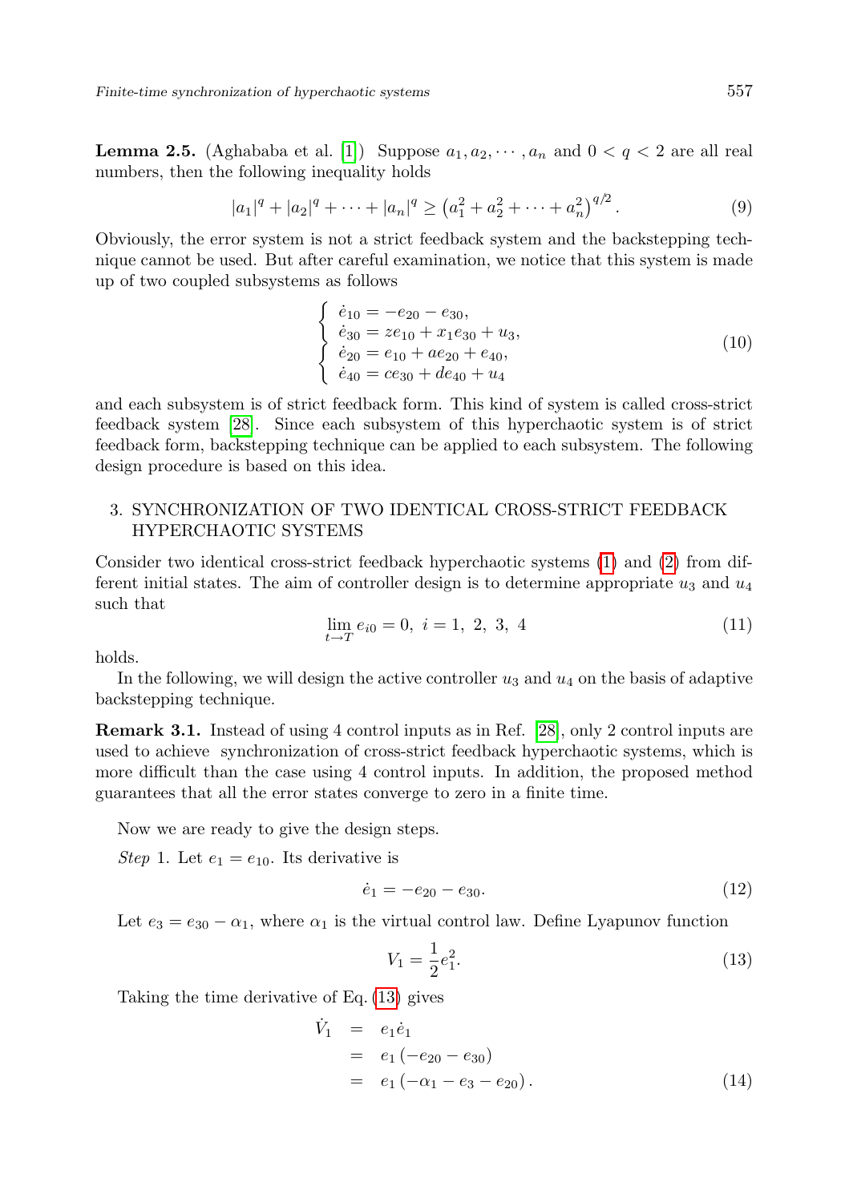**Lemma 2.5.** (Aghababa et al. [1]) Suppose $a_1, a_2, \cdots, a_n$ and $0 < q < 2$ are all real numbers, then the following inequality holds

$$|a_1|^q + |a_2|^q + \cdots + |a_n|^q \geq \left(a_1^2 + a_2^2 + \cdots + a_n^2\right)^{q/2}. \tag{9}$$

Obviously, the error system is not a strict feedback system and the backstepping technique cannot be used. But after careful examination, we notice that this system is made up of two coupled subsystems as follows

$$\begin{cases} \dot{e}_{10} = -e_{20} - e_{30}, \\ \dot{e}_{30} = ze_{10} + x_1 e_{30} + u_3, \end{cases}$$
$$\begin{cases} \dot{e}_{20} = e_{10} + ae_{20} + e_{40}, \\ \dot{e}_{40} = ce_{30} + de_{40} + u_4 \end{cases} \tag{10}$$

and each subsystem is of strict feedback form. This kind of system is called cross-strict feedback system [28]. Since each subsystem of this hyperchaotic system is of strict feedback form, backstepping technique can be applied to each subsystem. The following design procedure is based on this idea.

## 3. SYNCHRONIZATION OF TWO IDENTICAL CROSS-STRICT FEEDBACK HYPERCHAOTIC SYSTEMS

Consider two identical cross-strict feedback hyperchaotic systems (1) and (2) from different initial states. The aim of controller design is to determine appropriate $u_3$ and $u_4$ such that

$$\lim_{t \to T} e_{i0} = 0, \; i = 1, \; 2, \; 3, \; 4 \tag{11}$$

holds.

In the following, we will design the active controller $u_3$ and $u_4$ on the basis of adaptive backstepping technique.

**Remark 3.1.** Instead of using 4 control inputs as in Ref. [28], only 2 control inputs are used to achieve synchronization of cross-strict feedback hyperchaotic systems, which is more difficult than the case using 4 control inputs. In addition, the proposed method guarantees that all the error states converge to zero in a finite time.

Now we are ready to give the design steps.

*Step* 1. Let $e_1 = e_{10}$. Its derivative is

$$\dot{e}_1 = -e_{20} - e_{30}. \tag{12}$$

Let $e_3 = e_{30} - \alpha_1$, where $\alpha_1$ is the virtual control law. Define Lyapunov function

$$V_1 = \frac{1}{2} e_1^2. \tag{13}$$

Taking the time derivative of Eq. (13) gives

$$\begin{aligned} \dot{V}_1 &= e_1 \dot{e}_1 \\ &= e_1 \left(-e_{20} - e_{30}\right) \\ &= e_1 \left(-\alpha_1 - e_3 - e_{20}\right). \end{aligned} \tag{14}$$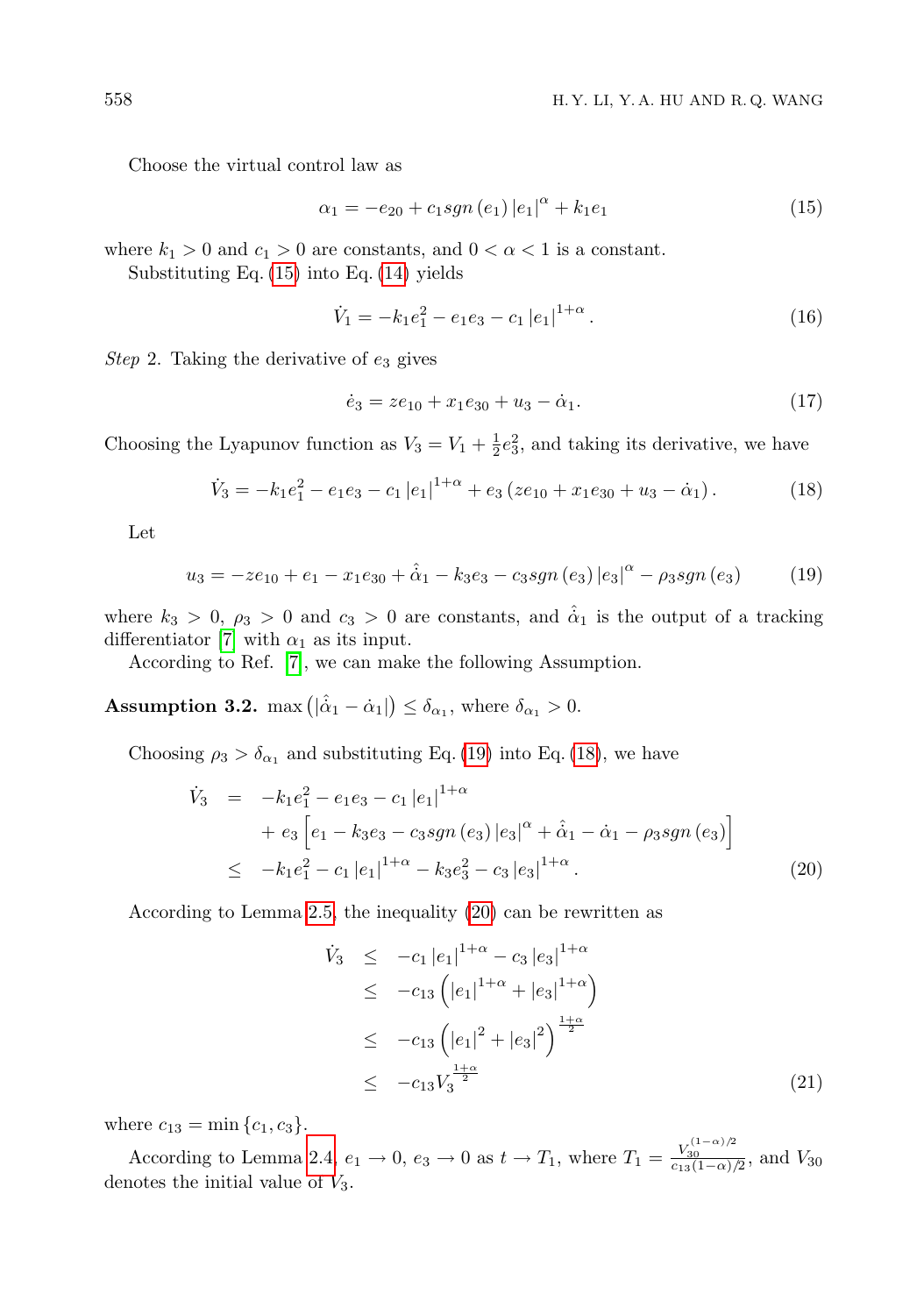Choose the virtual control law as

$$\alpha_1 = -e_{20} + c_1 sgn(e_1)|e_1|^{\alpha} + k_1 e_1 \tag{15}$$

where $k_1 > 0$ and $c_1 > 0$ are constants, and $0 < \alpha < 1$ is a constant.

Substituting Eq. (15) into Eq. (14) yields

$$\dot{V}_1 = -k_1 e_1^2 - e_1 e_3 - c_1 |e_1|^{1+\alpha}. \tag{16}$$

*Step* 2. Taking the derivative of $e_3$ gives

$$\dot{e}_3 = z e_{10} + x_1 e_{30} + u_3 - \dot{\alpha}_1. \tag{17}$$

Choosing the Lyapunov function as $V_3 = V_1 + \frac{1}{2}e_3^2$, and taking its derivative, we have

$$\dot{V}_3 = -k_1 e_1^2 - e_1 e_3 - c_1 |e_1|^{1+\alpha} + e_3 (z e_{10} + x_1 e_{30} + u_3 - \dot{\alpha}_1). \tag{18}$$

Let

$$u_3 = -z e_{10} + e_1 - x_1 e_{30} + \hat{\dot{\alpha}}_1 - k_3 e_3 - c_3 sgn(e_3)|e_3|^{\alpha} - \rho_3 sgn(e_3) \tag{19}$$

where $k_3 > 0$, $\rho_3 > 0$ and $c_3 > 0$ are constants, and $\hat{\dot{\alpha}}_1$ is the output of a tracking differentiator [7] with $\alpha_1$ as its input.

According to Ref. [7], we can make the following Assumption.

**Assumption 3.2.** $\max\left(|\hat{\dot{\alpha}}_1 - \dot{\alpha}_1|\right) \le \delta_{\alpha_1}$, where $\delta_{\alpha_1} > 0$.

Choosing $\rho_3 > \delta_{\alpha_1}$ and substituting Eq. (19) into Eq. (18), we have

$$\begin{aligned}
\dot{V}_3 &= -k_1 e_1^2 - e_1 e_3 - c_1 |e_1|^{1+\alpha} \\
&\quad + e_3 \left[ e_1 - k_3 e_3 - c_3 sgn(e_3)|e_3|^{\alpha} + \hat{\dot{\alpha}}_1 - \dot{\alpha}_1 - \rho_3 sgn(e_3) \right] \\
&\le -k_1 e_1^2 - c_1 |e_1|^{1+\alpha} - k_3 e_3^2 - c_3 |e_3|^{1+\alpha}.
\end{aligned} \tag{20}$$

According to Lemma 2.5, the inequality (20) can be rewritten as

$$\begin{aligned}
\dot{V}_3 &\le -c_1 |e_1|^{1+\alpha} - c_3 |e_3|^{1+\alpha} \\
&\le -c_{13} \left( |e_1|^{1+\alpha} + |e_3|^{1+\alpha} \right) \\
&\le -c_{13} \left( |e_1|^2 + |e_3|^2 \right)^{\frac{1+\alpha}{2}} \\
&\le -c_{13} V_3^{\frac{1+\alpha}{2}}
\end{aligned} \tag{21}$$

where $c_{13} = \min\{c_1, c_3\}$.

According to Lemma 2.4, $e_1 \to 0$, $e_3 \to 0$ as $t \to T_1$, where $T_1 = \frac{V_{30}^{(1-\alpha)/2}}{c_{13}(1-\alpha)/2}$, and $V_{30}$ denotes the initial value of $V_3$.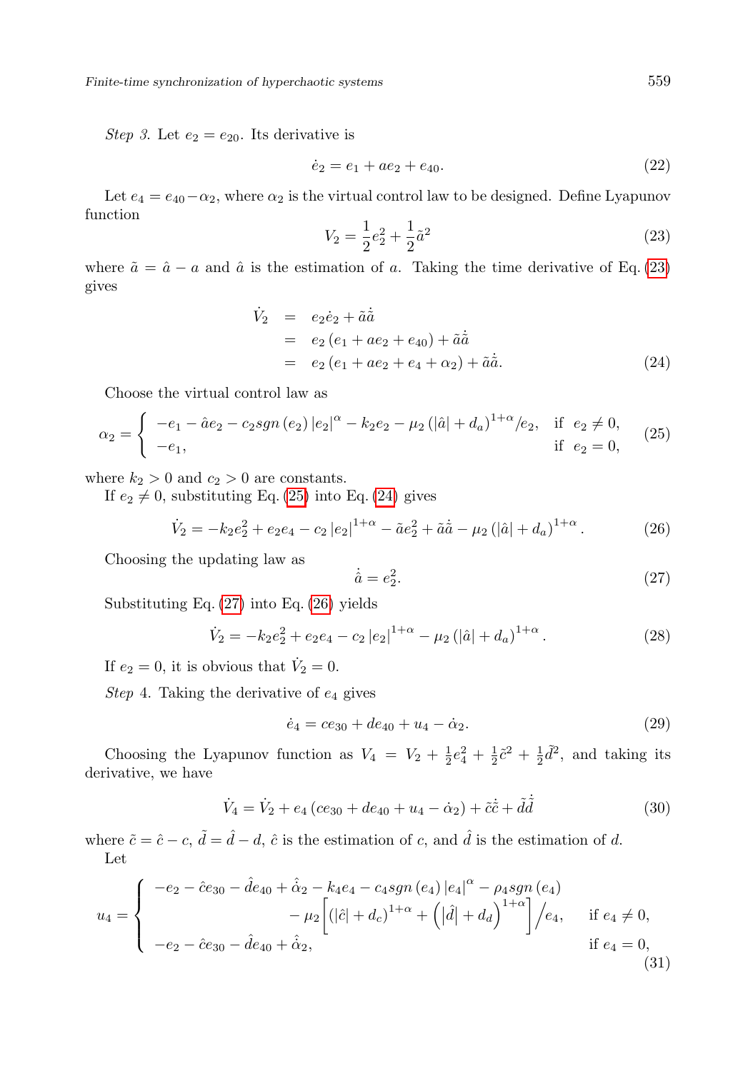*Step 3.* Let $e_2 = e_{20}$. Its derivative is

$$\dot{e}_2 = e_1 + ae_2 + e_{40}. \tag{22}$$

Let $e_4 = e_{40} - \alpha_2$, where $\alpha_2$ is the virtual control law to be designed. Define Lyapunov function

$$V_2 = \frac{1}{2}e_2^2 + \frac{1}{2}\tilde{a}^2 \tag{23}$$

where $\tilde{a} = \hat{a} - a$ and $\hat{a}$ is the estimation of $a$. Taking the time derivative of Eq. (23) gives

$$\begin{aligned} \dot{V}_2 &= e_2\dot{e}_2 + \tilde{a}\dot{\hat{a}} \\ &= e_2\left(e_1 + ae_2 + e_{40}\right) + \tilde{a}\dot{\hat{a}} \\ &= e_2\left(e_1 + ae_2 + e_4 + \alpha_2\right) + \tilde{a}\dot{\hat{a}}. \end{aligned} \tag{24}$$

Choose the virtual control law as

$$\alpha_2 = \begin{cases} -e_1 - \hat{a}e_2 - c_2 sgn\left(e_2\right)\left|e_2\right|^{\alpha} - k_2e_2 - \mu_2\left(\left|\hat{a}\right| + d_a\right)^{1+\alpha}/e_2, & \text{if } e_2 \neq 0, \\ -e_1, & \text{if } e_2 = 0, \end{cases} \tag{25}$$

where $k_2 > 0$ and $c_2 > 0$ are constants.

If $e_2 \neq 0$, substituting Eq. (25) into Eq. (24) gives

$$\dot{V}_2 = -k_2e_2^2 + e_2e_4 - c_2\left|e_2\right|^{1+\alpha} - \tilde{a}e_2^2 + \tilde{a}\dot{\hat{a}} - \mu_2\left(\left|\hat{a}\right| + d_a\right)^{1+\alpha}. \tag{26}$$

Choosing the updating law as

$$\dot{\hat{a}} = e_2^2. \tag{27}$$

Substituting Eq. (27) into Eq. (26) yields

$$\dot{V}_2 = -k_2e_2^2 + e_2e_4 - c_2\left|e_2\right|^{1+\alpha} - \mu_2\left(\left|\hat{a}\right| + d_a\right)^{1+\alpha}. \tag{28}$$

If $e_2 = 0$, it is obvious that $\dot{V}_2 = 0$.

*Step 4.* Taking the derivative of $e_4$ gives

$$\dot{e}_4 = ce_{30} + de_{40} + u_4 - \dot{\alpha}_2. \tag{29}$$

Choosing the Lyapunov function as $V_4 = V_2 + \frac{1}{2}e_4^2 + \frac{1}{2}\tilde{c}^2 + \frac{1}{2}\tilde{d}^2$, and taking its derivative, we have

$$\dot{V}_4 = \dot{V}_2 + e_4\left(ce_{30} + de_{40} + u_4 - \dot{\alpha}_2\right) + \tilde{c}\dot{\hat{c}} + \tilde{d}\dot{\hat{d}} \tag{30}$$

where $\tilde{c} = \hat{c} - c$, $\tilde{d} = \hat{d} - d$, $\hat{c}$ is the estimation of $c$, and $\hat{d}$ is the estimation of $d$.

Let

$$u_4 = \begin{cases} -e_2 - \hat{c}e_{30} - \hat{d}e_{40} + \dot{\hat{\alpha}}_2 - k_4e_4 - c_4 sgn\left(e_4\right)\left|e_4\right|^{\alpha} - \rho_4 sgn\left(e_4\right) \\ \qquad - \mu_2\left[\left(\left|\hat{c}\right| + d_c\right)^{1+\alpha} + \left(\left|\hat{d}\right| + d_d\right)^{1+\alpha}\right]\Big/e_4, & \text{if } e_4 \neq 0, \\ -e_2 - \hat{c}e_{30} - \hat{d}e_{40} + \dot{\hat{\alpha}}_2, & \text{if } e_4 = 0, \end{cases} \tag{31}$$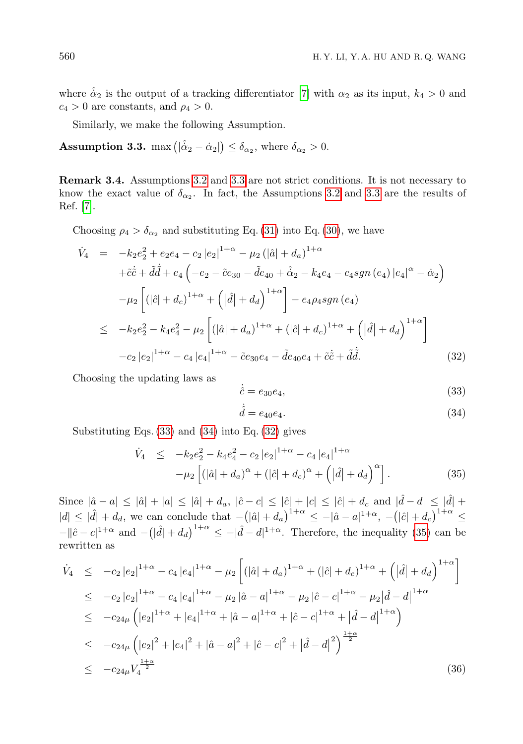where $\hat{\dot{\alpha}}_2$ is the output of a tracking differentiator [7] with $\alpha_2$ as its input, $k_4 > 0$ and $c_4 > 0$ are constants, and $\rho_4 > 0$.

Similarly, we make the following Assumption.

**Assumption 3.3.** $\max\left(|\hat{\dot{\alpha}}_2 - \dot{\alpha}_2|\right) \leq \delta_{\alpha_2}$, where $\delta_{\alpha_2} > 0$.

**Remark 3.4.** Assumptions 3.2 and 3.3 are not strict conditions. It is not necessary to know the exact value of $\delta_{\alpha_2}$. In fact, the Assumptions 3.2 and 3.3 are the results of Ref. [7].

Choosing $\rho_4 > \delta_{\alpha_2}$ and substituting Eq. (31) into Eq. (30), we have

$$
\begin{aligned}
\dot{V}_4 &= -k_2 e_2^2 + e_2 e_4 - c_2 |e_2|^{1+\alpha} - \mu_2 \left(|\hat{a}| + d_a\right)^{1+\alpha} \\
&\quad + \tilde{c}\dot{\hat{c}} + \tilde{d}\dot{\hat{d}} + e_4 \left(-e_2 - \tilde{c}e_{30} - \tilde{d}e_{40} + \hat{\dot{\alpha}}_2 - k_4 e_4 - c_4 sgn\left(e_4\right) |e_4|^{\alpha} - \dot{\alpha}_2\right) \\
&\quad - \mu_2 \left[\left(|\hat{c}| + d_c\right)^{1+\alpha} + \left(\left|\hat{d}\right| + d_d\right)^{1+\alpha}\right] - e_4 \rho_4 sgn\left(e_4\right) \\
&\leq -k_2 e_2^2 - k_4 e_4^2 - \mu_2 \left[\left(|\hat{a}| + d_a\right)^{1+\alpha} + \left(|\hat{c}| + d_c\right)^{1+\alpha} + \left(\left|\hat{d}\right| + d_d\right)^{1+\alpha}\right] \\
&\quad - c_2 |e_2|^{1+\alpha} - c_4 |e_4|^{1+\alpha} - \tilde{c}e_{30}e_4 - \tilde{d}e_{40}e_4 + \tilde{c}\dot{\hat{c}} + \tilde{d}\dot{\hat{d}}. 
\end{aligned} \tag{32}
$$

Choosing the updating laws as

$$\dot{\hat{c}} = e_{30} e_4, \tag{33}$$

$$\dot{\hat{d}} = e_{40} e_4. \tag{34}$$

Substituting Eqs. (33) and (34) into Eq. (32) gives

$$
\begin{aligned}
\dot{V}_4 &\leq -k_2 e_2^2 - k_4 e_4^2 - c_2 |e_2|^{1+\alpha} - c_4 |e_4|^{1+\alpha} \\
&\quad - \mu_2 \left[\left(|\hat{a}| + d_a\right)^{\alpha} + \left(|\hat{c}| + d_c\right)^{\alpha} + \left(\left|\hat{d}\right| + d_d\right)^{\alpha}\right].
\end{aligned} \tag{35}
$$

Since $|\hat{a} - a| \leq |\hat{a}| + |a| \leq |\hat{a}| + d_a$, $|\hat{c} - c| \leq |\hat{c}| + |c| \leq |\hat{c}| + d_c$ and $|\hat{d} - d| \leq |\hat{d}| + |d| \leq |\hat{d}| + d_d$, we can conclude that $-\left(|\hat{a}| + d_a\right)^{1+\alpha} \leq -|\hat{a} - a|^{1+\alpha}$, $-\left(|\hat{c}| + d_c\right)^{1+\alpha} \leq -\|\hat{c} - c|^{1+\alpha}$ and $-\left(|\hat{d}| + d_d\right)^{1+\alpha} \leq -|\hat{d} - d|^{1+\alpha}$. Therefore, the inequality (35) can be rewritten as

$$
\begin{aligned}
\dot{V}_4 &\leq -c_2 |e_2|^{1+\alpha} - c_4 |e_4|^{1+\alpha} - \mu_2 \left[\left(|\hat{a}| + d_a\right)^{1+\alpha} + \left(|\hat{c}| + d_c\right)^{1+\alpha} + \left(\left|\hat{d}\right| + d_d\right)^{1+\alpha}\right] \\
&\leq -c_2 |e_2|^{1+\alpha} - c_4 |e_4|^{1+\alpha} - \mu_2 |\hat{a} - a|^{1+\alpha} - \mu_2 |\hat{c} - c|^{1+\alpha} - \mu_2 \left|\hat{d} - d\right|^{1+\alpha} \\
&\leq -c_{24\mu} \left(|e_2|^{1+\alpha} + |e_4|^{1+\alpha} + |\hat{a} - a|^{1+\alpha} + |\hat{c} - c|^{1+\alpha} + \left|\hat{d} - d\right|^{1+\alpha}\right) \\
&\leq -c_{24\mu} \left(|e_2|^2 + |e_4|^2 + |\hat{a} - a|^2 + |\hat{c} - c|^2 + \left|\hat{d} - d\right|^2\right)^{\frac{1+\alpha}{2}} \\
&\leq -c_{24\mu} V_4^{\frac{1+\alpha}{2}}
\end{aligned} \tag{36}
$$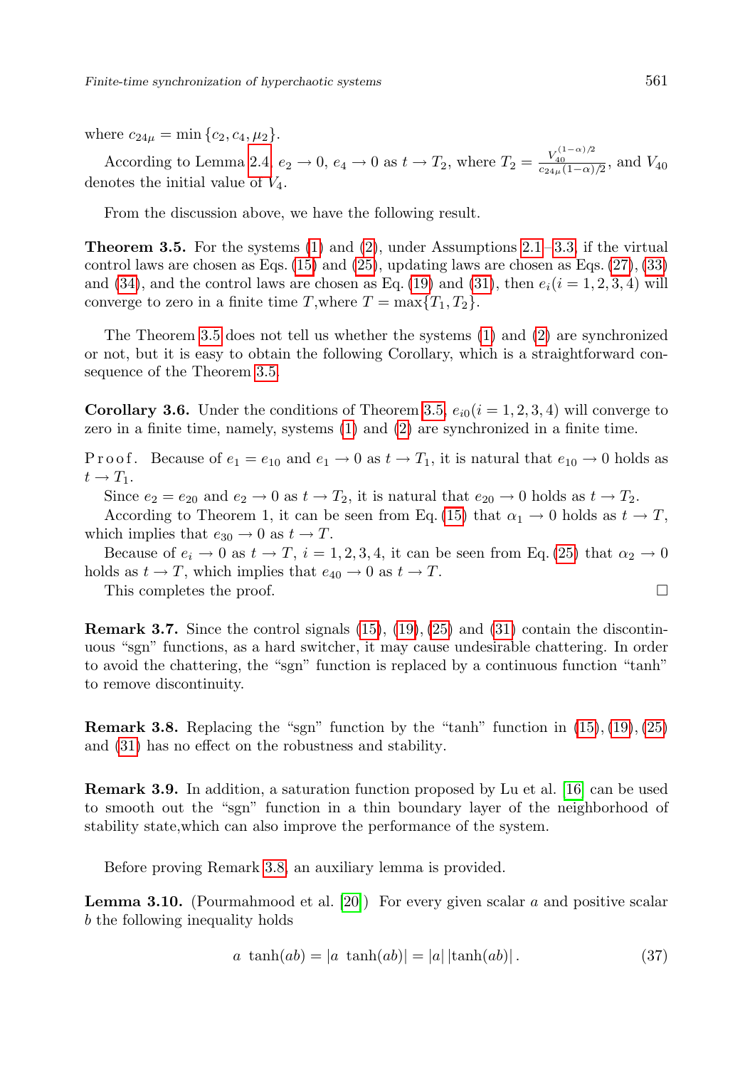where $c_{24\mu} = \min\{c_2, c_4, \mu_2\}$.

According to Lemma 2.4, $e_2 \to 0$, $e_4 \to 0$ as $t \to T_2$, where $T_2 = \frac{V_{40}^{(1-\alpha)/2}}{c_{24\mu}(1-\alpha)/2}$, and $V_{40}$ denotes the initial value of $V_4$.

From the discussion above, we have the following result.

**Theorem 3.5.** For the systems (1) and (2), under Assumptions 2.1–3.3, if the virtual control laws are chosen as Eqs. (15) and (25), updating laws are chosen as Eqs. (27), (33) and (34), and the control laws are chosen as Eq. (19) and (31), then $e_i (i = 1, 2, 3, 4)$ will converge to zero in a finite time $T$,where $T = \max\{T_1, T_2\}$.

The Theorem 3.5 does not tell us whether the systems (1) and (2) are synchronized or not, but it is easy to obtain the following Corollary, which is a straightforward consequence of the Theorem 3.5.

**Corollary 3.6.** Under the conditions of Theorem 3.5, $e_{i0} (i = 1, 2, 3, 4)$ will converge to zero in a finite time, namely, systems (1) and (2) are synchronized in a finite time.

*Proof.* Because of $e_1 = e_{10}$ and $e_1 \to 0$ as $t \to T_1$, it is natural that $e_{10} \to 0$ holds as $t \to T_1$.

Since $e_2 = e_{20}$ and $e_2 \to 0$ as $t \to T_2$, it is natural that $e_{20} \to 0$ holds as $t \to T_2$.

According to Theorem 1, it can be seen from Eq. (15) that $\alpha_1 \to 0$ holds as $t \to T$, which implies that $e_{30} \to 0$ as $t \to T$.

Because of $e_i \to 0$ as $t \to T$, $i = 1, 2, 3, 4$, it can be seen from Eq. (25) that $\alpha_2 \to 0$ holds as $t \to T$, which implies that $e_{40} \to 0$ as $t \to T$.

This completes the proof. □

**Remark 3.7.** Since the control signals (15), (19), (25) and (31) contain the discontinuous "sgn" functions, as a hard switcher, it may cause undesirable chattering. In order to avoid the chattering, the "sgn" function is replaced by a continuous function "tanh" to remove discontinuity.

**Remark 3.8.** Replacing the "sgn" function by the "tanh" function in (15), (19), (25) and (31) has no effect on the robustness and stability.

**Remark 3.9.** In addition, a saturation function proposed by Lu et al. [16] can be used to smooth out the "sgn" function in a thin boundary layer of the neighborhood of stability state,which can also improve the performance of the system.

Before proving Remark 3.8, an auxiliary lemma is provided.

**Lemma 3.10.** (Pourmahmood et al. [20]) For every given scalar $a$ and positive scalar $b$ the following inequality holds

$$a \ \tanh(ab) = |a \ \tanh(ab)| = |a| \, |\tanh(ab)| \, . \tag{37}$$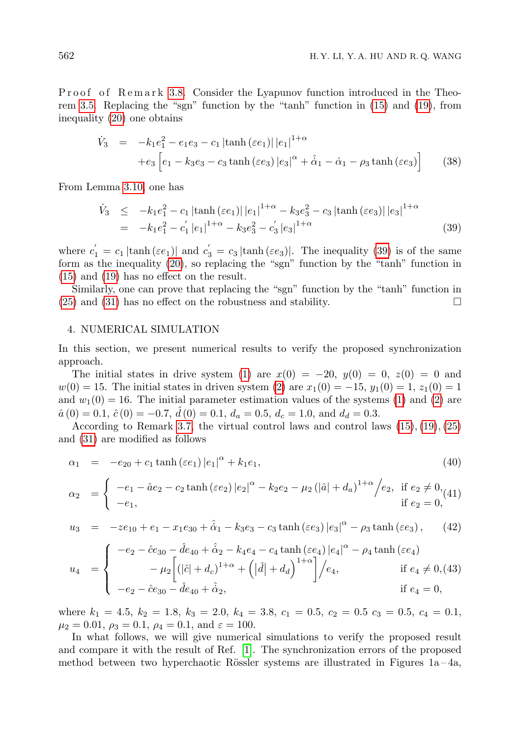Proof of Remark 3.8. Consider the Lyapunov function introduced in the Theorem 3.5. Replacing the "sgn" function by the "tanh" function in (15) and (19), from inequality (20) one obtains

$$\begin{aligned}\dot{V}_3 &= -k_1 e_1^2 - e_1 e_3 - c_1 \left|\tanh\left(\varepsilon e_1\right)\right| \left|e_1\right|^{1+\alpha} \\ &\quad + e_3 \left[e_1 - k_3 e_3 - c_3 \tanh\left(\varepsilon e_3\right) \left|e_3\right|^{\alpha} + \hat{\dot{\alpha}}_1 - \dot{\alpha}_1 - \rho_3 \tanh\left(\varepsilon e_3\right)\right] \end{aligned} \tag{38}$$

From Lemma 3.10, one has

$$\begin{aligned}\dot{V}_3 &\leq -k_1 e_1^2 - c_1 \left|\tanh\left(\varepsilon e_1\right)\right| \left|e_1\right|^{1+\alpha} - k_3 e_3^2 - c_3 \left|\tanh\left(\varepsilon e_3\right)\right| \left|e_3\right|^{1+\alpha} \\ &= -k_1 e_1^2 - c_1^{'} \left|e_1\right|^{1+\alpha} - k_3 e_3^2 - c_3^{'} \left|e_3\right|^{1+\alpha} \end{aligned} \tag{39}$$

where $c_1^{'} = c_1 \left|\tanh\left(\varepsilon e_1\right)\right|$ and $c_3^{'} = c_3 \left|\tanh\left(\varepsilon e_3\right)\right|$. The inequality (39) is of the same form as the inequality (20), so replacing the "sgn" function by the "tanh" function in (15) and (19) has no effect on the result.

Similarly, one can prove that replacing the "sgn" function by the "tanh" function in (25) and (31) has no effect on the robustness and stability. □

## 4. NUMERICAL SIMULATION

In this section, we present numerical results to verify the proposed synchronization approach.

The initial states in drive system (1) are $x(0) = -20$, $y(0) = 0$, $z(0) = 0$ and $w(0) = 15$. The initial states in driven system (2) are $x_1(0) = -15$, $y_1(0) = 1$, $z_1(0) = 1$ and $w_1(0) = 16$. The initial parameter estimation values of the systems (1) and (2) are $\hat{a}(0) = 0.1$, $\hat{c}(0) = -0.7$, $\hat{d}(0) = 0.1$, $d_a = 0.5$, $d_c = 1.0$, and $d_d = 0.3$.

According to Remark 3.7, the virtual control laws and control laws (15), (19), (25) and (31) are modified as follows

$$\alpha_1 = -e_{20} + c_1 \tanh\left(\varepsilon e_1\right) \left|e_1\right|^{\alpha} + k_1 e_1, \tag{40}$$

$$\alpha_2 = \begin{cases} -e_1 - \hat{a} e_2 - c_2 \tanh\left(\varepsilon e_2\right) \left|e_2\right|^{\alpha} - k_2 e_2 - \mu_2 \left(\left|\hat{a}\right| + d_a\right)^{1+\alpha} \Big/ e_2, & \text{if } e_2 \neq 0, \\ -e_1, & \text{if } e_2 = 0, \end{cases} \tag{41}$$

$$u_3 = -z e_{10} + e_1 - x_1 e_{30} + \hat{\dot{\alpha}}_1 - k_3 e_3 - c_3 \tanh\left(\varepsilon e_3\right) \left|e_3\right|^{\alpha} - \rho_3 \tanh\left(\varepsilon e_3\right), \tag{42}$$

$$u_4 = \begin{cases} -e_2 - \hat{c} e_{30} - \hat{d} e_{40} + \hat{\dot{\alpha}}_2 - k_4 e_4 - c_4 \tanh\left(\varepsilon e_4\right) \left|e_4\right|^{\alpha} - \rho_4 \tanh\left(\varepsilon e_4\right) \\ \qquad - \mu_2 \left[\left(\left|\hat{c}\right| + d_c\right)^{1+\alpha} + \left(\left|\hat{d}\right| + d_d\right)^{1+\alpha}\right] \Big/ e_4, & \text{if } e_4 \neq 0, \\ -e_2 - \hat{c} e_{30} - \hat{d} e_{40} + \hat{\dot{\alpha}}_2, & \text{if } e_4 = 0, \end{cases} \tag{43}$$

where $k_1 = 4.5$, $k_2 = 1.8$, $k_3 = 2.0$, $k_4 = 3.8$, $c_1 = 0.5$, $c_2 = 0.5$ $c_3 = 0.5$, $c_4 = 0.1$, $\mu_2 = 0.01$, $\rho_3 = 0.1$, $\rho_4 = 0.1$, and $\varepsilon = 100$.

In what follows, we will give numerical simulations to verify the proposed result and compare it with the result of Ref. [1]. The synchronization errors of the proposed method between two hyperchaotic Rössler systems are illustrated in Figures 1a – 4a,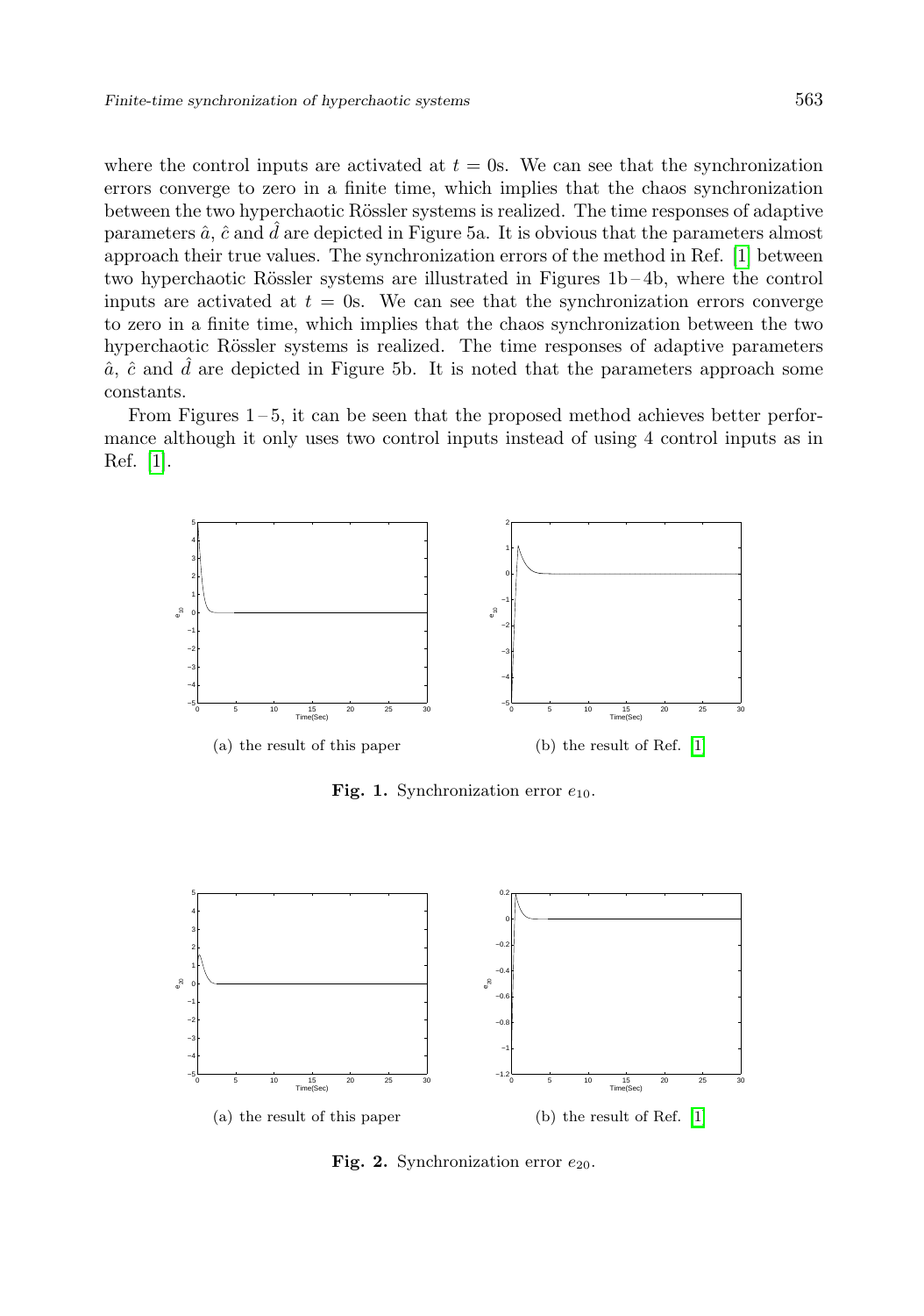where the control inputs are activated at $t = 0$s. We can see that the synchronization errors converge to zero in a finite time, which implies that the chaos synchronization between the two hyperchaotic Rössler systems is realized. The time responses of adaptive parameters $\hat{a}$, $\hat{c}$ and $\hat{d}$ are depicted in Figure 5a. It is obvious that the parameters almost approach their true values. The synchronization errors of the method in Ref. [1] between two hyperchaotic Rössler systems are illustrated in Figures 1b – 4b, where the control inputs are activated at $t = 0$s. We can see that the synchronization errors converge to zero in a finite time, which implies that the chaos synchronization between the two hyperchaotic Rössler systems is realized. The time responses of adaptive parameters $\hat{a}$, $\hat{c}$ and $\hat{d}$ are depicted in Figure 5b. It is noted that the parameters approach some constants.

From Figures 1 – 5, it can be seen that the proposed method achieves better performance although it only uses two control inputs instead of using 4 control inputs as in Ref. [1].

(a) the result of this paper

(b) the result of Ref. [1]

**Fig. 1.** Synchronization error $e_{10}$.

(a) the result of this paper

(b) the result of Ref. [1]

**Fig. 2.** Synchronization error $e_{20}$.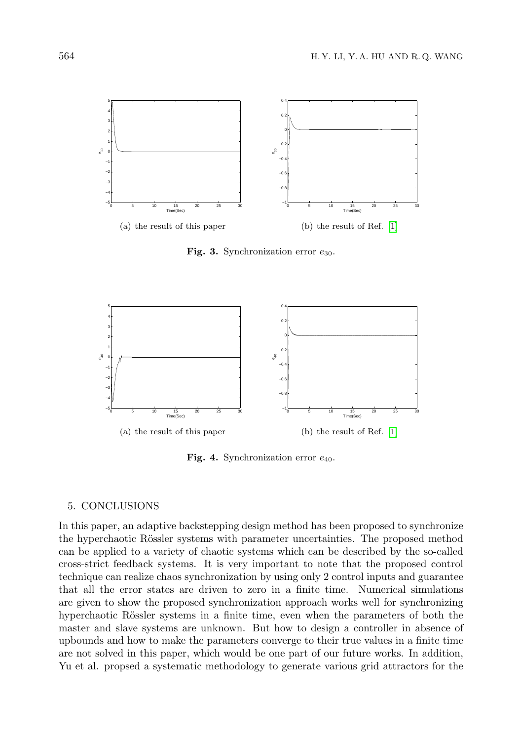(a) the result of this paper

(b) the result of Ref. [1]

**Fig. 3.** Synchronization error $e_{30}$.

(a) the result of this paper

(b) the result of Ref. [1]

**Fig. 4.** Synchronization error $e_{40}$.

## 5. CONCLUSIONS

In this paper, an adaptive backstepping design method has been proposed to synchronize the hyperchaotic Rössler systems with parameter uncertainties. The proposed method can be applied to a variety of chaotic systems which can be described by the so-called cross-strict feedback systems. It is very important to note that the proposed control technique can realize chaos synchronization by using only 2 control inputs and guarantee that all the error states are driven to zero in a finite time. Numerical simulations are given to show the proposed synchronization approach works well for synchronizing hyperchaotic Rössler systems in a finite time, even when the parameters of both the master and slave systems are unknown. But how to design a controller in absence of upbounds and how to make the parameters converge to their true values in a finite time are not solved in this paper, which would be one part of our future works. In addition, Yu et al. propsed a systematic methodology to generate various grid attractors for the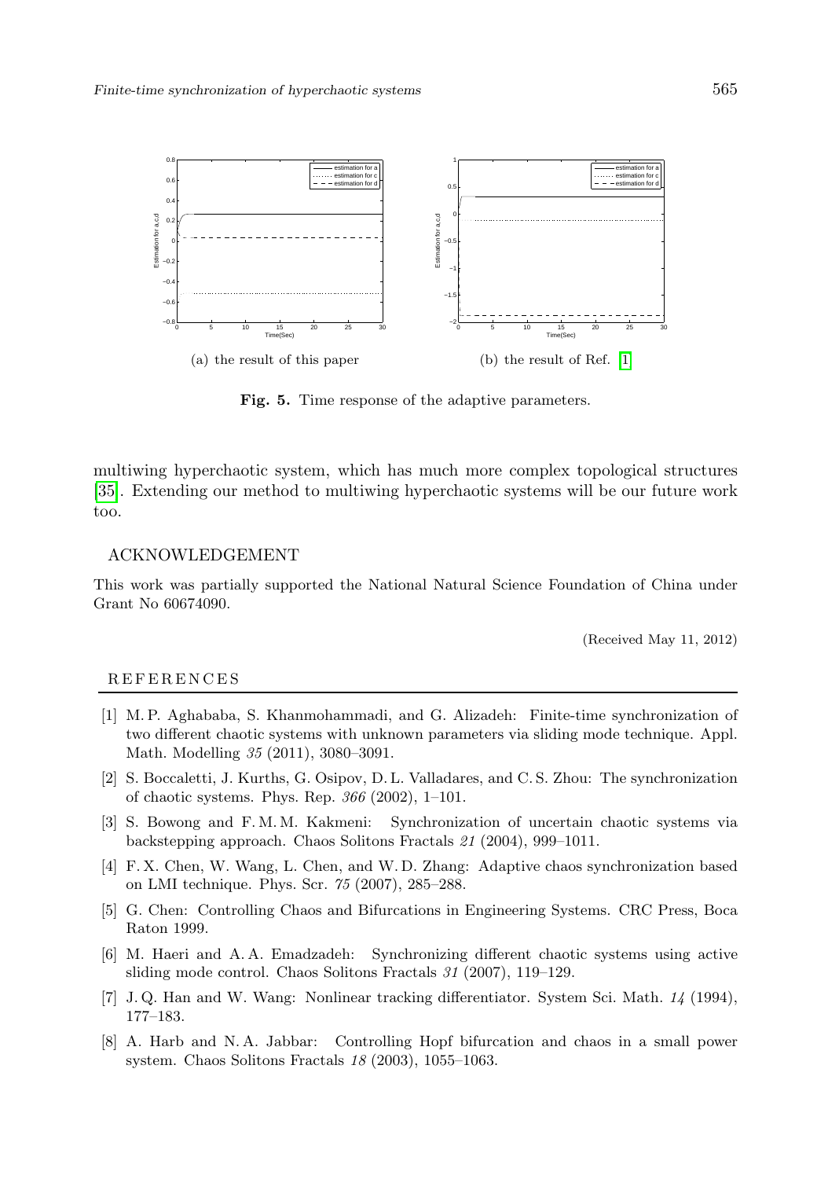(a) the result of this paper

(b) the result of Ref. [1]

**Fig. 5.** Time response of the adaptive parameters.

multiwing hyperchaotic system, which has much more complex topological structures [35]. Extending our method to multiwing hyperchaotic systems will be our future work too.

## ACKNOWLEDGEMENT

This work was partially supported the National Natural Science Foundation of China under Grant No 60674090.

(Received May 11, 2012)

## REFERENCES

[1] M. P. Aghababa, S. Khanmohammadi, and G. Alizadeh: Finite-time synchronization of two different chaotic systems with unknown parameters via sliding mode technique. Appl. Math. Modelling *35* (2011), 3080–3091.

[2] S. Boccaletti, J. Kurths, G. Osipov, D. L. Valladares, and C. S. Zhou: The synchronization of chaotic systems. Phys. Rep. *366* (2002), 1–101.

[3] S. Bowong and F. M. M. Kakmeni: Synchronization of uncertain chaotic systems via backstepping approach. Chaos Solitons Fractals *21* (2004), 999–1011.

[4] F. X. Chen, W. Wang, L. Chen, and W. D. Zhang: Adaptive chaos synchronization based on LMI technique. Phys. Scr. *75* (2007), 285–288.

[5] G. Chen: Controlling Chaos and Bifurcations in Engineering Systems. CRC Press, Boca Raton 1999.

[6] M. Haeri and A. A. Emadzadeh: Synchronizing different chaotic systems using active sliding mode control. Chaos Solitons Fractals *31* (2007), 119–129.

[7] J. Q. Han and W. Wang: Nonlinear tracking differentiator. System Sci. Math. *14* (1994), 177–183.

[8] A. Harb and N. A. Jabbar: Controlling Hopf bifurcation and chaos in a small power system. Chaos Solitons Fractals *18* (2003), 1055–1063.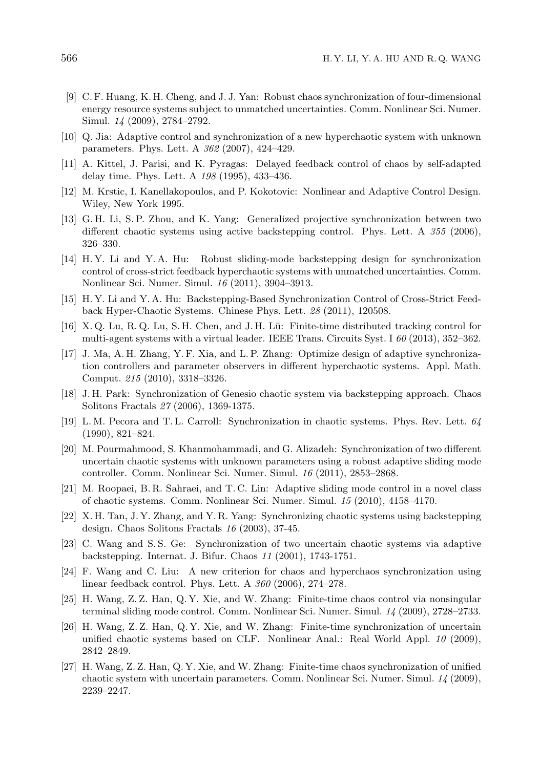[9] C. F. Huang, K. H. Cheng, and J. J. Yan: Robust chaos synchronization of four-dimensional energy resource systems subject to unmatched uncertainties. Comm. Nonlinear Sci. Numer. Simul. *14* (2009), 2784–2792.

[10] Q. Jia: Adaptive control and synchronization of a new hyperchaotic system with unknown parameters. Phys. Lett. A *362* (2007), 424–429.

[11] A. Kittel, J. Parisi, and K. Pyragas: Delayed feedback control of chaos by self-adapted delay time. Phys. Lett. A *198* (1995), 433–436.

[12] M. Krstic, I. Kanellakopoulos, and P. Kokotovic: Nonlinear and Adaptive Control Design. Wiley, New York 1995.

[13] G. H. Li, S. P. Zhou, and K. Yang: Generalized projective synchronization between two different chaotic systems using active backstepping control. Phys. Lett. A *355* (2006), 326–330.

[14] H. Y. Li and Y. A. Hu: Robust sliding-mode backstepping design for synchronization control of cross-strict feedback hyperchaotic systems with unmatched uncertainties. Comm. Nonlinear Sci. Numer. Simul. *16* (2011), 3904–3913.

[15] H. Y. Li and Y. A. Hu: Backstepping-Based Synchronization Control of Cross-Strict Feedback Hyper-Chaotic Systems. Chinese Phys. Lett. *28* (2011), 120508.

[16] X. Q. Lu, R. Q. Lu, S. H. Chen, and J. H. Lü: Finite-time distributed tracking control for multi-agent systems with a virtual leader. IEEE Trans. Circuits Syst. I *60* (2013), 352–362.

[17] J. Ma, A. H. Zhang, Y. F. Xia, and L. P. Zhang: Optimize design of adaptive synchronization controllers and parameter observers in different hyperchaotic systems. Appl. Math. Comput. *215* (2010), 3318–3326.

[18] J. H. Park: Synchronization of Genesio chaotic system via backstepping approach. Chaos Solitons Fractals *27* (2006), 1369-1375.

[19] L. M. Pecora and T. L. Carroll: Synchronization in chaotic systems. Phys. Rev. Lett. *64* (1990), 821–824.

[20] M. Pourmahmood, S. Khanmohammadi, and G. Alizadeh: Synchronization of two different uncertain chaotic systems with unknown parameters using a robust adaptive sliding mode controller. Comm. Nonlinear Sci. Numer. Simul. *16* (2011), 2853–2868.

[21] M. Roopaei, B. R. Sahraei, and T. C. Lin: Adaptive sliding mode control in a novel class of chaotic systems. Comm. Nonlinear Sci. Numer. Simul. *15* (2010), 4158–4170.

[22] X. H. Tan, J. Y. Zhang, and Y. R. Yang: Synchronizing chaotic systems using backstepping design. Chaos Solitons Fractals *16* (2003), 37-45.

[23] C. Wang and S. S. Ge: Synchronization of two uncertain chaotic systems via adaptive backstepping. Internat. J. Bifur. Chaos *11* (2001), 1743-1751.

[24] F. Wang and C. Liu: A new criterion for chaos and hyperchaos synchronization using linear feedback control. Phys. Lett. A *360* (2006), 274–278.

[25] H. Wang, Z. Z. Han, Q. Y. Xie, and W. Zhang: Finite-time chaos control via nonsingular terminal sliding mode control. Comm. Nonlinear Sci. Numer. Simul. *14* (2009), 2728–2733.

[26] H. Wang, Z. Z. Han, Q. Y. Xie, and W. Zhang: Finite-time synchronization of uncertain unified chaotic systems based on CLF. Nonlinear Anal.: Real World Appl. *10* (2009), 2842–2849.

[27] H. Wang, Z. Z. Han, Q. Y. Xie, and W. Zhang: Finite-time chaos synchronization of unified chaotic system with uncertain parameters. Comm. Nonlinear Sci. Numer. Simul. *14* (2009), 2239–2247.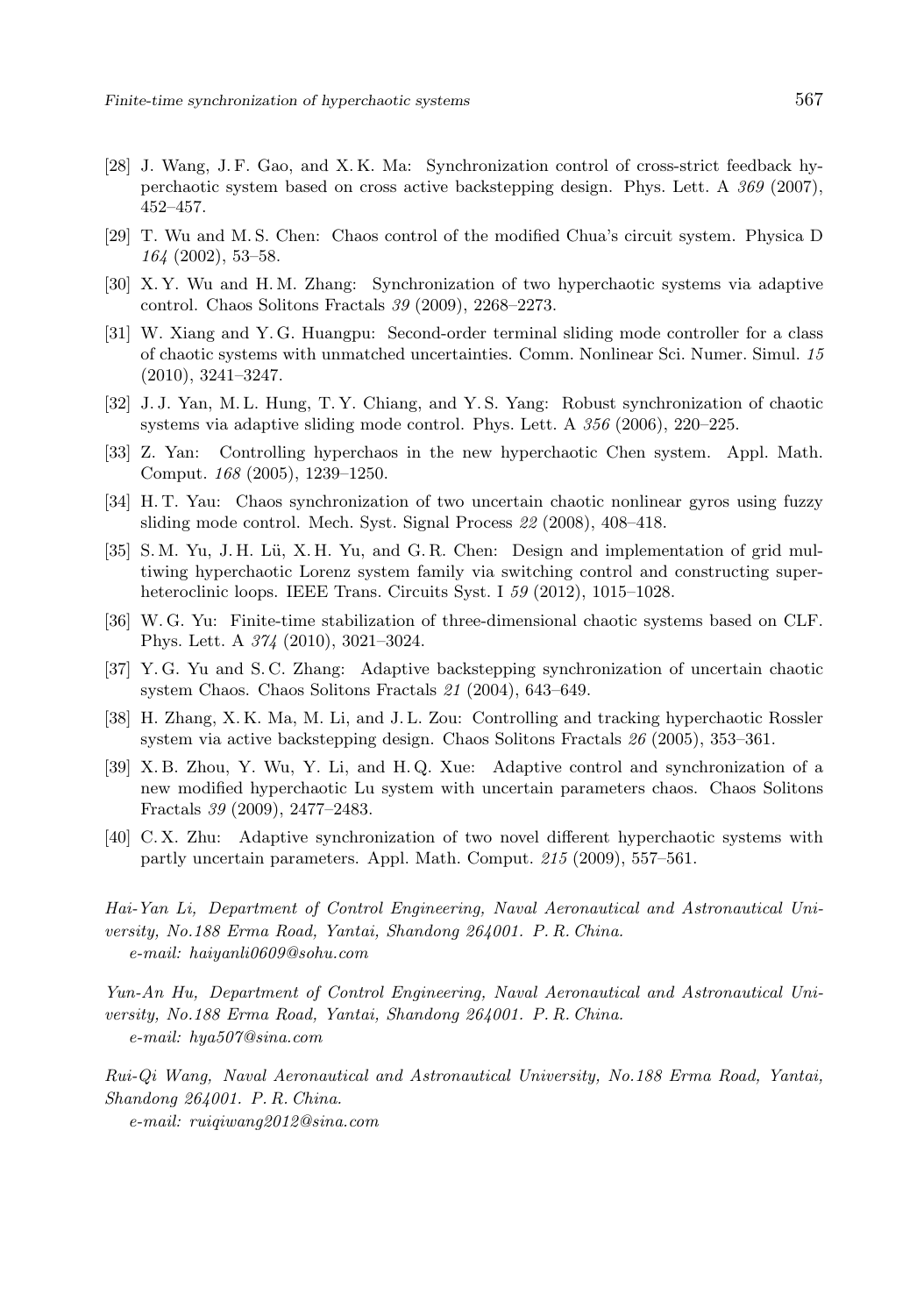[28] J. Wang, J. F. Gao, and X. K. Ma: Synchronization control of cross-strict feedback hyperchaotic system based on cross active backstepping design. Phys. Lett. A *369* (2007), 452–457.

[29] T. Wu and M. S. Chen: Chaos control of the modified Chua's circuit system. Physica D *164* (2002), 53–58.

[30] X. Y. Wu and H. M. Zhang: Synchronization of two hyperchaotic systems via adaptive control. Chaos Solitons Fractals *39* (2009), 2268–2273.

[31] W. Xiang and Y. G. Huangpu: Second-order terminal sliding mode controller for a class of chaotic systems with unmatched uncertainties. Comm. Nonlinear Sci. Numer. Simul. *15* (2010), 3241–3247.

[32] J. J. Yan, M. L. Hung, T. Y. Chiang, and Y. S. Yang: Robust synchronization of chaotic systems via adaptive sliding mode control. Phys. Lett. A *356* (2006), 220–225.

[33] Z. Yan: Controlling hyperchaos in the new hyperchaotic Chen system. Appl. Math. Comput. *168* (2005), 1239–1250.

[34] H. T. Yau: Chaos synchronization of two uncertain chaotic nonlinear gyros using fuzzy sliding mode control. Mech. Syst. Signal Process *22* (2008), 408–418.

[35] S. M. Yu, J. H. Lü, X. H. Yu, and G. R. Chen: Design and implementation of grid multiwing hyperchaotic Lorenz system family via switching control and constructing superheteroclinic loops. IEEE Trans. Circuits Syst. I *59* (2012), 1015–1028.

[36] W. G. Yu: Finite-time stabilization of three-dimensional chaotic systems based on CLF. Phys. Lett. A *374* (2010), 3021–3024.

[37] Y. G. Yu and S. C. Zhang: Adaptive backstepping synchronization of uncertain chaotic system Chaos. Chaos Solitons Fractals *21* (2004), 643–649.

[38] H. Zhang, X. K. Ma, M. Li, and J. L. Zou: Controlling and tracking hyperchaotic Rossler system via active backstepping design. Chaos Solitons Fractals *26* (2005), 353–361.

[39] X. B. Zhou, Y. Wu, Y. Li, and H. Q. Xue: Adaptive control and synchronization of a new modified hyperchaotic Lu system with uncertain parameters chaos. Chaos Solitons Fractals *39* (2009), 2477–2483.

[40] C. X. Zhu: Adaptive synchronization of two novel different hyperchaotic systems with partly uncertain parameters. Appl. Math. Comput. *215* (2009), 557–561.

*Hai-Yan Li, Department of Control Engineering, Naval Aeronautical and Astronautical University, No.188 Erma Road, Yantai, Shandong 264001. P. R. China.*
*e-mail: haiyanli0609@sohu.com*

*Yun-An Hu, Department of Control Engineering, Naval Aeronautical and Astronautical University, No.188 Erma Road, Yantai, Shandong 264001. P. R. China.*
*e-mail: hya507@sina.com*

*Rui-Qi Wang, Naval Aeronautical and Astronautical University, No.188 Erma Road, Yantai, Shandong 264001. P. R. China.*
*e-mail: ruiqiwang2012@sina.com*